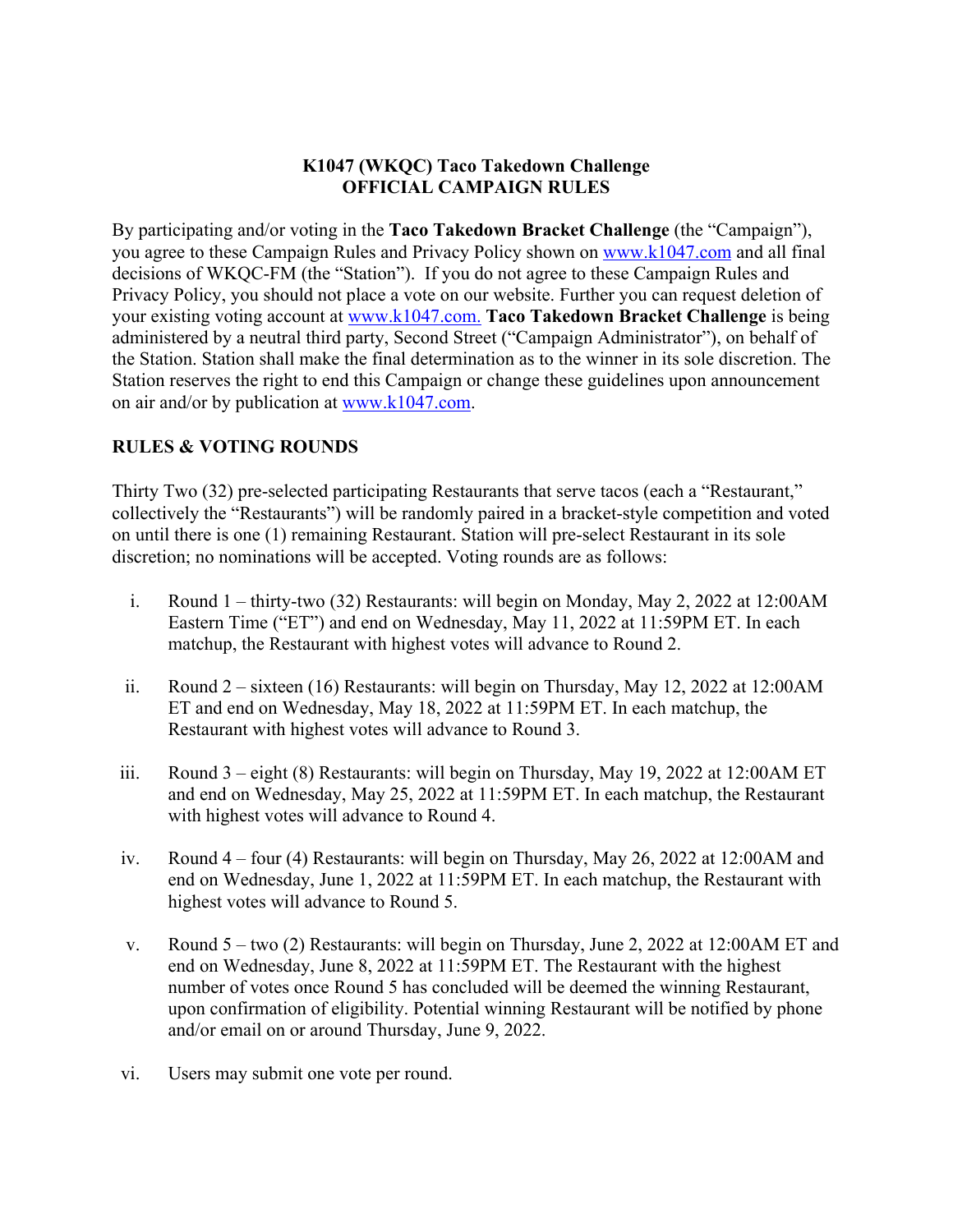**K1047 (WKQC) Taco Takedown Challenge**
**OFFICIAL CAMPAIGN RULES**

By participating and/or voting in the **Taco Takedown Bracket Challenge** (the "Campaign"), you agree to these Campaign Rules and Privacy Policy shown on www.k1047.com and all final decisions of WKQC-FM (the "Station"). If you do not agree to these Campaign Rules and Privacy Policy, you should not place a vote on our website. Further you can request deletion of your existing voting account at www.k1047.com. **Taco Takedown Bracket Challenge** is being administered by a neutral third party, Second Street ("Campaign Administrator"), on behalf of the Station. Station shall make the final determination as to the winner in its sole discretion. The Station reserves the right to end this Campaign or change these guidelines upon announcement on air and/or by publication at www.k1047.com.

**RULES & VOTING ROUNDS**

Thirty Two (32) pre-selected participating Restaurants that serve tacos (each a "Restaurant," collectively the "Restaurants") will be randomly paired in a bracket-style competition and voted on until there is one (1) remaining Restaurant. Station will pre-select Restaurant in its sole discretion; no nominations will be accepted. Voting rounds are as follows:

i. Round 1 – thirty-two (32) Restaurants: will begin on Monday, May 2, 2022 at 12:00AM Eastern Time ("ET") and end on Wednesday, May 11, 2022 at 11:59PM ET. In each matchup, the Restaurant with highest votes will advance to Round 2.

ii. Round 2 – sixteen (16) Restaurants: will begin on Thursday, May 12, 2022 at 12:00AM ET and end on Wednesday, May 18, 2022 at 11:59PM ET. In each matchup, the Restaurant with highest votes will advance to Round 3.

iii. Round 3 – eight (8) Restaurants: will begin on Thursday, May 19, 2022 at 12:00AM ET and end on Wednesday, May 25, 2022 at 11:59PM ET. In each matchup, the Restaurant with highest votes will advance to Round 4.

iv. Round 4 – four (4) Restaurants: will begin on Thursday, May 26, 2022 at 12:00AM and end on Wednesday, June 1, 2022 at 11:59PM ET. In each matchup, the Restaurant with highest votes will advance to Round 5.

v. Round 5 – two (2) Restaurants: will begin on Thursday, June 2, 2022 at 12:00AM ET and end on Wednesday, June 8, 2022 at 11:59PM ET. The Restaurant with the highest number of votes once Round 5 has concluded will be deemed the winning Restaurant, upon confirmation of eligibility. Potential winning Restaurant will be notified by phone and/or email on or around Thursday, June 9, 2022.

vi. Users may submit one vote per round.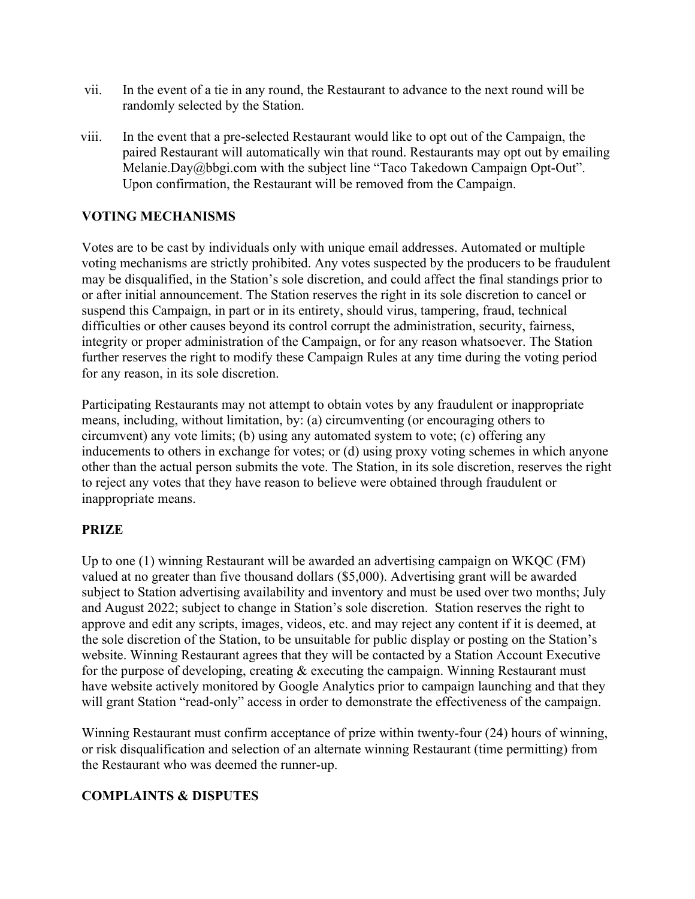vii. In the event of a tie in any round, the Restaurant to advance to the next round will be randomly selected by the Station.

viii. In the event that a pre-selected Restaurant would like to opt out of the Campaign, the paired Restaurant will automatically win that round. Restaurants may opt out by emailing Melanie.Day@bbgi.com with the subject line "Taco Takedown Campaign Opt-Out". Upon confirmation, the Restaurant will be removed from the Campaign.

**VOTING MECHANISMS**

Votes are to be cast by individuals only with unique email addresses. Automated or multiple voting mechanisms are strictly prohibited. Any votes suspected by the producers to be fraudulent may be disqualified, in the Station's sole discretion, and could affect the final standings prior to or after initial announcement. The Station reserves the right in its sole discretion to cancel or suspend this Campaign, in part or in its entirety, should virus, tampering, fraud, technical difficulties or other causes beyond its control corrupt the administration, security, fairness, integrity or proper administration of the Campaign, or for any reason whatsoever. The Station further reserves the right to modify these Campaign Rules at any time during the voting period for any reason, in its sole discretion.

Participating Restaurants may not attempt to obtain votes by any fraudulent or inappropriate means, including, without limitation, by: (a) circumventing (or encouraging others to circumvent) any vote limits; (b) using any automated system to vote; (c) offering any inducements to others in exchange for votes; or (d) using proxy voting schemes in which anyone other than the actual person submits the vote. The Station, in its sole discretion, reserves the right to reject any votes that they have reason to believe were obtained through fraudulent or inappropriate means.

**PRIZE**

Up to one (1) winning Restaurant will be awarded an advertising campaign on WKQC (FM) valued at no greater than five thousand dollars ($5,000). Advertising grant will be awarded subject to Station advertising availability and inventory and must be used over two months; July and August 2022; subject to change in Station's sole discretion. Station reserves the right to approve and edit any scripts, images, videos, etc. and may reject any content if it is deemed, at the sole discretion of the Station, to be unsuitable for public display or posting on the Station's website. Winning Restaurant agrees that they will be contacted by a Station Account Executive for the purpose of developing, creating & executing the campaign. Winning Restaurant must have website actively monitored by Google Analytics prior to campaign launching and that they will grant Station "read-only" access in order to demonstrate the effectiveness of the campaign.

Winning Restaurant must confirm acceptance of prize within twenty-four (24) hours of winning, or risk disqualification and selection of an alternate winning Restaurant (time permitting) from the Restaurant who was deemed the runner-up.

**COMPLAINTS & DISPUTES**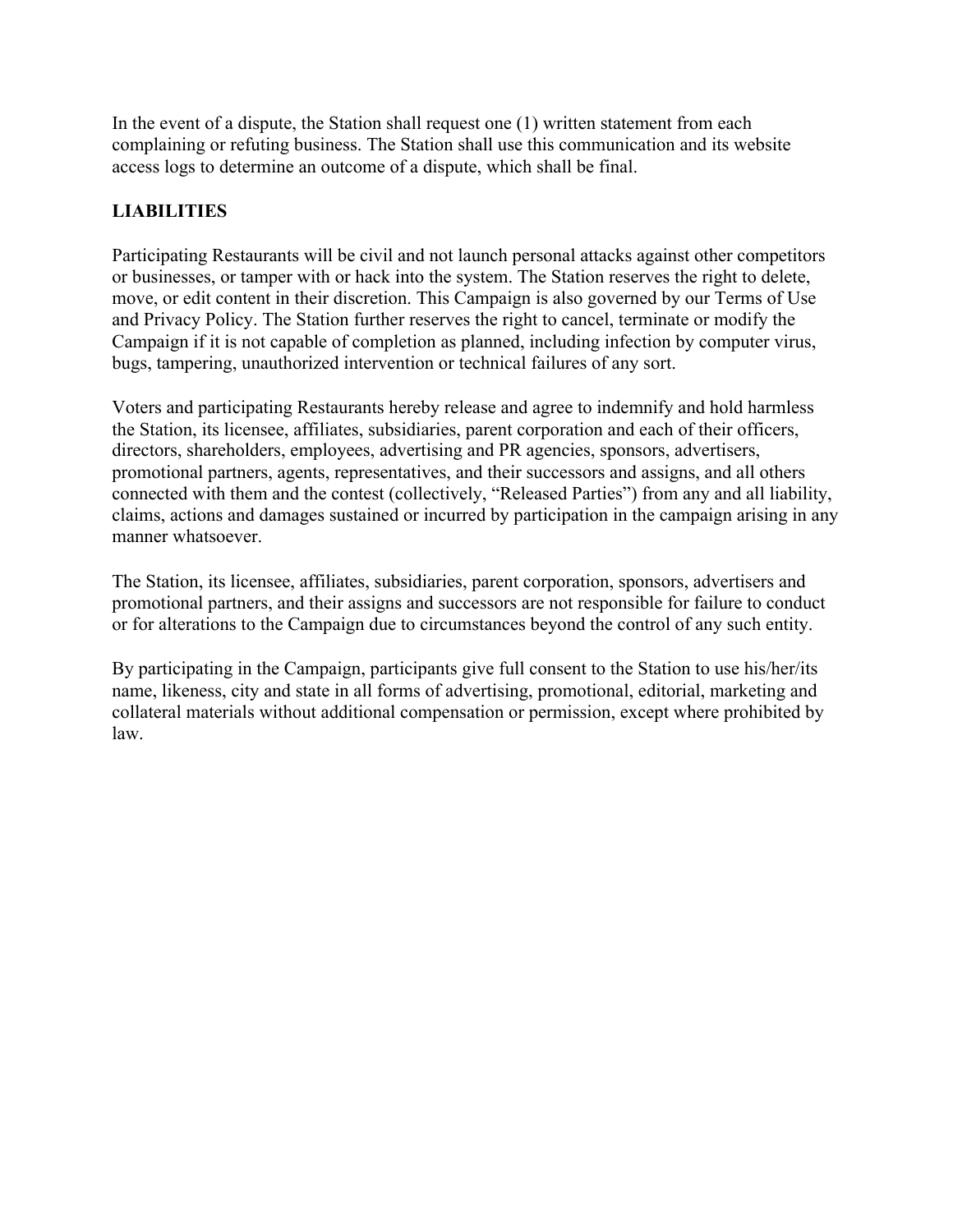In the event of a dispute, the Station shall request one (1) written statement from each complaining or refuting business. The Station shall use this communication and its website access logs to determine an outcome of a dispute, which shall be final.

**LIABILITIES**

Participating Restaurants will be civil and not launch personal attacks against other competitors or businesses, or tamper with or hack into the system. The Station reserves the right to delete, move, or edit content in their discretion. This Campaign is also governed by our Terms of Use and Privacy Policy. The Station further reserves the right to cancel, terminate or modify the Campaign if it is not capable of completion as planned, including infection by computer virus, bugs, tampering, unauthorized intervention or technical failures of any sort.

Voters and participating Restaurants hereby release and agree to indemnify and hold harmless the Station, its licensee, affiliates, subsidiaries, parent corporation and each of their officers, directors, shareholders, employees, advertising and PR agencies, sponsors, advertisers, promotional partners, agents, representatives, and their successors and assigns, and all others connected with them and the contest (collectively, "Released Parties") from any and all liability, claims, actions and damages sustained or incurred by participation in the campaign arising in any manner whatsoever.

The Station, its licensee, affiliates, subsidiaries, parent corporation, sponsors, advertisers and promotional partners, and their assigns and successors are not responsible for failure to conduct or for alterations to the Campaign due to circumstances beyond the control of any such entity.

By participating in the Campaign, participants give full consent to the Station to use his/her/its name, likeness, city and state in all forms of advertising, promotional, editorial, marketing and collateral materials without additional compensation or permission, except where prohibited by law.